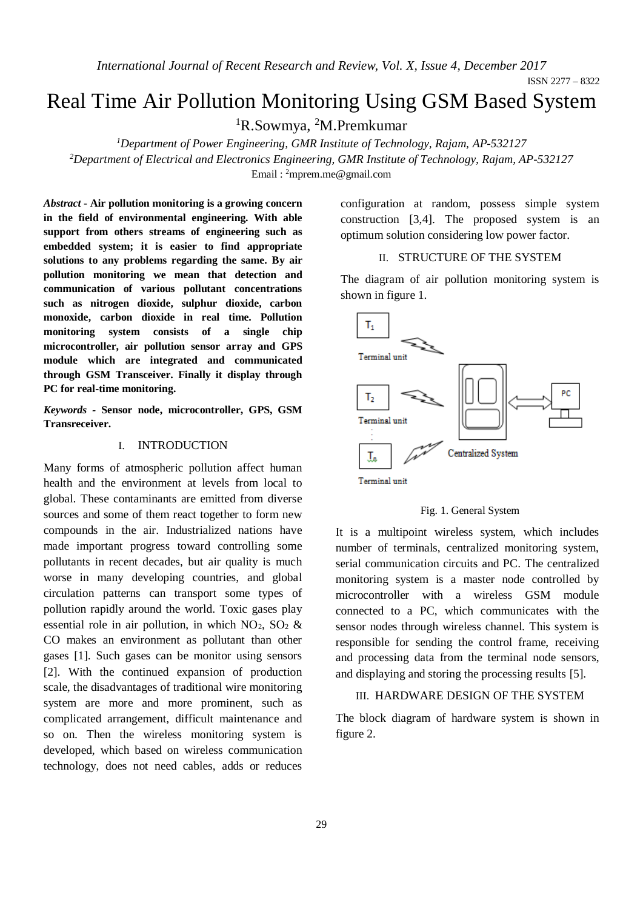# Real Time Air Pollution Monitoring Using GSM Based System

[1]R.Sowmya, [2]M.Premkumar

[1]*Department of Power Engineering, GMR Institute of Technology, Rajam, AP-532127*

[2]*Department of Electrical and Electronics Engineering, GMR Institute of Technology, Rajam, AP-532127*

Email : [2]mprem.me@gmail.com

***Abstract* - Air pollution monitoring is a growing concern in the field of environmental engineering. With able support from others streams of engineering such as embedded system; it is easier to find appropriate solutions to any problems regarding the same. By air pollution monitoring we mean that detection and communication of various pollutant concentrations such as nitrogen dioxide, sulphur dioxide, carbon monoxide, carbon dioxide in real time. Pollution monitoring system consists of a single chip microcontroller, air pollution sensor array and GPS module which are integrated and communicated through GSM Transceiver. Finally it display through PC for real-time monitoring.**

***Keywords* - Sensor node, microcontroller, GPS, GSM Transreceiver.**

## I. INTRODUCTION

Many forms of atmospheric pollution affect human health and the environment at levels from local to global. These contaminants are emitted from diverse sources and some of them react together to form new compounds in the air. Industrialized nations have made important progress toward controlling some pollutants in recent decades, but air quality is much worse in many developing countries, and global circulation patterns can transport some types of pollution rapidly around the world. Toxic gases play essential role in air pollution, in which $NO_2$, $SO_2$ & CO makes an environment as pollutant than other gases [1]. Such gases can be monitor using sensors [2]. With the continued expansion of production scale, the disadvantages of traditional wire monitoring system are more and more prominent, such as complicated arrangement, difficult maintenance and so on. Then the wireless monitoring system is developed, which based on wireless communication technology, does not need cables, adds or reduces configuration at random, possess simple system construction [3,4]. The proposed system is an optimum solution considering low power factor.

## II. STRUCTURE OF THE SYSTEM

The diagram of air pollution monitoring system is shown in figure 1.

Fig. 1. General System

It is a multipoint wireless system, which includes number of terminals, centralized monitoring system, serial communication circuits and PC. The centralized monitoring system is a master node controlled by microcontroller with a wireless GSM module connected to a PC, which communicates with the sensor nodes through wireless channel. This system is responsible for sending the control frame, receiving and processing data from the terminal node sensors, and displaying and storing the processing results [5].

## III. HARDWARE DESIGN OF THE SYSTEM

The block diagram of hardware system is shown in figure 2.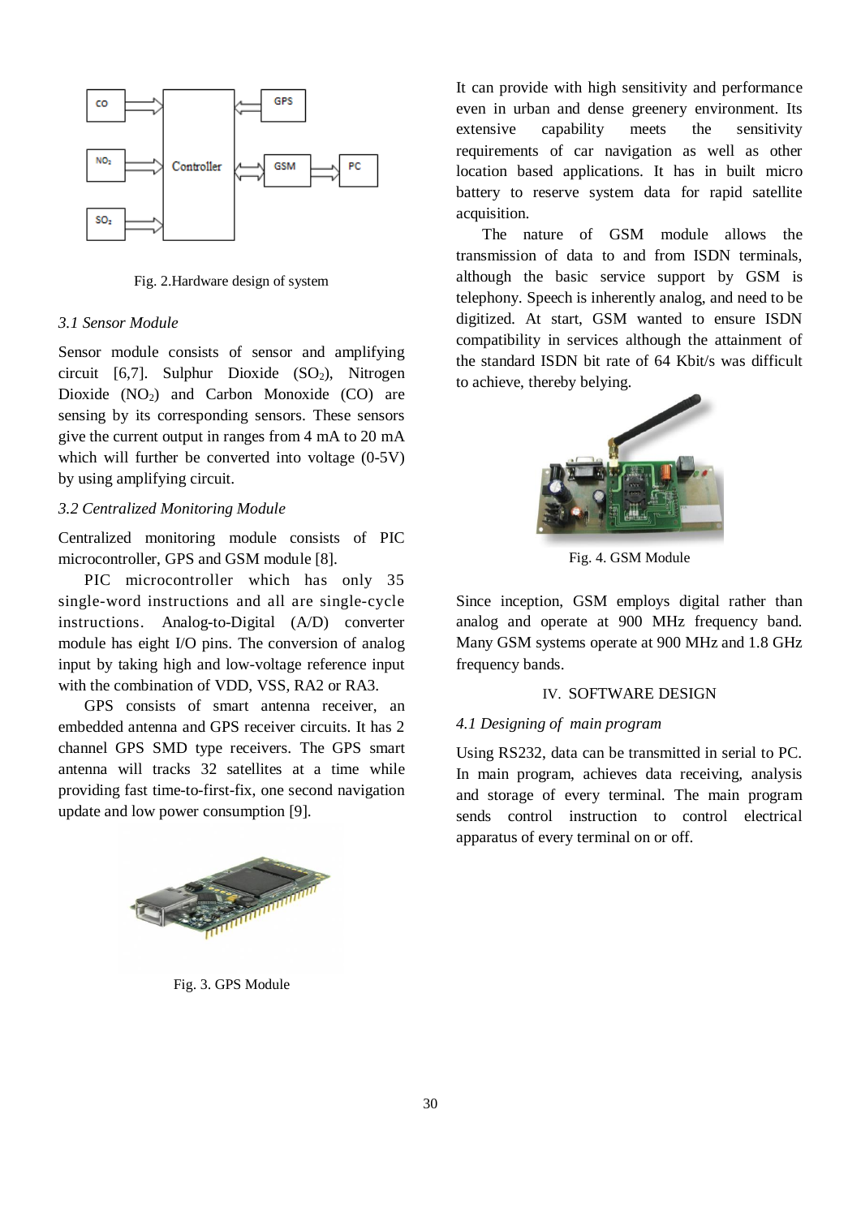Fig. 2.Hardware design of system

### 3.1 Sensor Module

Sensor module consists of sensor and amplifying circuit [6,7]. Sulphur Dioxide ($SO_2$), Nitrogen Dioxide ($NO_2$) and Carbon Monoxide (CO) are sensing by its corresponding sensors. These sensors give the current output in ranges from 4 mA to 20 mA which will further be converted into voltage (0-5V) by using amplifying circuit.

### 3.2 Centralized Monitoring Module

Centralized monitoring module consists of PIC microcontroller, GPS and GSM module [8].

PIC microcontroller which has only 35 single-word instructions and all are single-cycle instructions. Analog-to-Digital (A/D) converter module has eight I/O pins. The conversion of analog input by taking high and low-voltage reference input with the combination of VDD, VSS, RA2 or RA3.

GPS consists of smart antenna receiver, an embedded antenna and GPS receiver circuits. It has 2 channel GPS SMD type receivers. The GPS smart antenna will tracks 32 satellites at a time while providing fast time-to-first-fix, one second navigation update and low power consumption [9].

Fig. 3. GPS Module

It can provide with high sensitivity and performance even in urban and dense greenery environment. Its extensive capability meets the sensitivity requirements of car navigation as well as other location based applications. It has in built micro battery to reserve system data for rapid satellite acquisition.

The nature of GSM module allows the transmission of data to and from ISDN terminals, although the basic service support by GSM is telephony. Speech is inherently analog, and need to be digitized. At start, GSM wanted to ensure ISDN compatibility in services although the attainment of the standard ISDN bit rate of 64 Kbit/s was difficult to achieve, thereby belying.

Fig. 4. GSM Module

Since inception, GSM employs digital rather than analog and operate at 900 MHz frequency band. Many GSM systems operate at 900 MHz and 1.8 GHz frequency bands.

## IV. SOFTWARE DESIGN

### 4.1 Designing of main program

Using RS232, data can be transmitted in serial to PC. In main program, achieves data receiving, analysis and storage of every terminal. The main program sends control instruction to control electrical apparatus of every terminal on or off.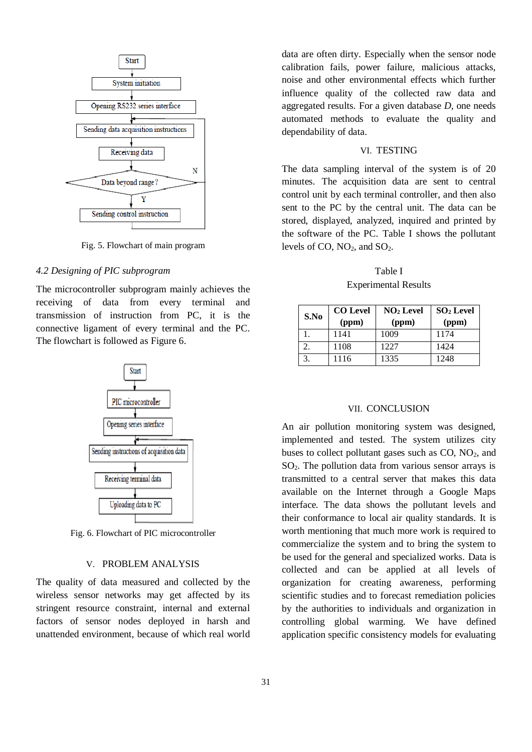Fig. 5. Flowchart of main program

### 4.2 Designing of PIC subprogram

The microcontroller subprogram mainly achieves the receiving of data from every terminal and transmission of instruction from PC, it is the connective ligament of every terminal and the PC. The flowchart is followed as Figure 6.

Fig. 6. Flowchart of PIC microcontroller

## V. PROBLEM ANALYSIS

The quality of data measured and collected by the wireless sensor networks may get affected by its stringent resource constraint, internal and external factors of sensor nodes deployed in harsh and unattended environment, because of which real world data are often dirty. Especially when the sensor node calibration fails, power failure, malicious attacks, noise and other environmental effects which further influence quality of the collected raw data and aggregated results. For a given database *D*, one needs automated methods to evaluate the quality and dependability of data.

## VI. TESTING

The data sampling interval of the system is of 20 minutes. The acquisition data are sent to central control unit by each terminal controller, and then also sent to the PC by the central unit. The data can be stored, displayed, analyzed, inquired and printed by the software of the PC. Table I shows the pollutant levels of CO, $NO_2$, and $SO_2$.

Table I
Experimental Results

| S.No | CO Level (ppm) | $NO_2$ Level (ppm) | $SO_2$ Level (ppm) |
|---|---|---|---|
| 1. | 1141 | 1009 | 1174 |
| 2. | 1108 | 1227 | 1424 |
| 3. | 1116 | 1335 | 1248 |

## VII. CONCLUSION

An air pollution monitoring system was designed, implemented and tested. The system utilizes city buses to collect pollutant gases such as CO, $NO_2$, and $SO_2$. The pollution data from various sensor arrays is transmitted to a central server that makes this data available on the Internet through a Google Maps interface. The data shows the pollutant levels and their conformance to local air quality standards. It is worth mentioning that much more work is required to commercialize the system and to bring the system to be used for the general and specialized works. Data is collected and can be applied at all levels of organization for creating awareness, performing scientific studies and to forecast remediation policies by the authorities to individuals and organization in controlling global warming. We have defined application specific consistency models for evaluating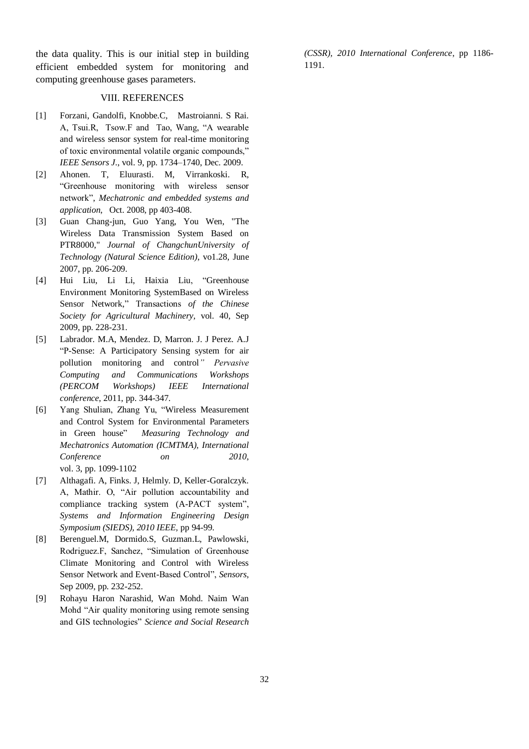the data quality. This is our initial step in building efficient embedded system for monitoring and computing greenhouse gases parameters.

## VIII. REFERENCES

[1] Forzani, Gandolfi, Knobbe.C, Mastroianni. S Rai. A, Tsui.R, Tsow.F and Tao, Wang, "A wearable and wireless sensor system for real-time monitoring of toxic environmental volatile organic compounds," *IEEE Sensors J.*, vol. 9, pp. 1734–1740, Dec. 2009.

[2] Ahonen. T, Eluurasti. M, Virrankoski. R, "Greenhouse monitoring with wireless sensor network", *Mechatronic and embedded systems and application*, Oct. 2008, pp 403-408.

[3] Guan Chang-jun, Guo Yang, You Wen, "The Wireless Data Transmission System Based on PTR8000," *Journal of ChangchunUniversity of Technology (Natural Science Edition)*, vo1.28, June 2007, pp. 206-209.

[4] Hui Liu, Li Li, Haixia Liu, "Greenhouse Environment Monitoring SystemBased on Wireless Sensor Network," Transactions *of the Chinese Society for Agricultural Machinery*, vol. 40, Sep 2009, pp. 228-231.

[5] Labrador. M.A, Mendez. D, Marron. J. J Perez. A.J "P-Sense: A Participatory Sensing system for air pollution monitoring and control*" Pervasive Computing and Communications Workshops (PERCOM Workshops) IEEE International conference*, 2011, pp. 344-347.

[6] Yang Shulian, Zhang Yu, "Wireless Measurement and Control System for Environmental Parameters in Green house" *Measuring Technology and Mechatronics Automation (ICMTMA), International Conference on 2010*, vol. 3, pp. 1099-1102

[7] Althagafi. A, Finks. J, Helmly. D, Keller-Goralczyk. A, Mathir. O, "Air pollution accountability and compliance tracking system (A-PACT system", *Systems and Information Engineering Design Symposium (SIEDS), 2010 IEEE*, pp 94-99.

[8] Berenguel.M, Dormido.S, Guzman.L, Pawlowski, Rodriguez.F, Sanchez, "Simulation of Greenhouse Climate Monitoring and Control with Wireless Sensor Network and Event-Based Control", *Sensors*, Sep 2009, pp. 232-252.

[9] Rohayu Haron Narashid, Wan Mohd. Naim Wan Mohd "Air quality monitoring using remote sensing and GIS technologies" *Science and Social Research (CSSR), 2010 International Conference*, pp 1186-1191.